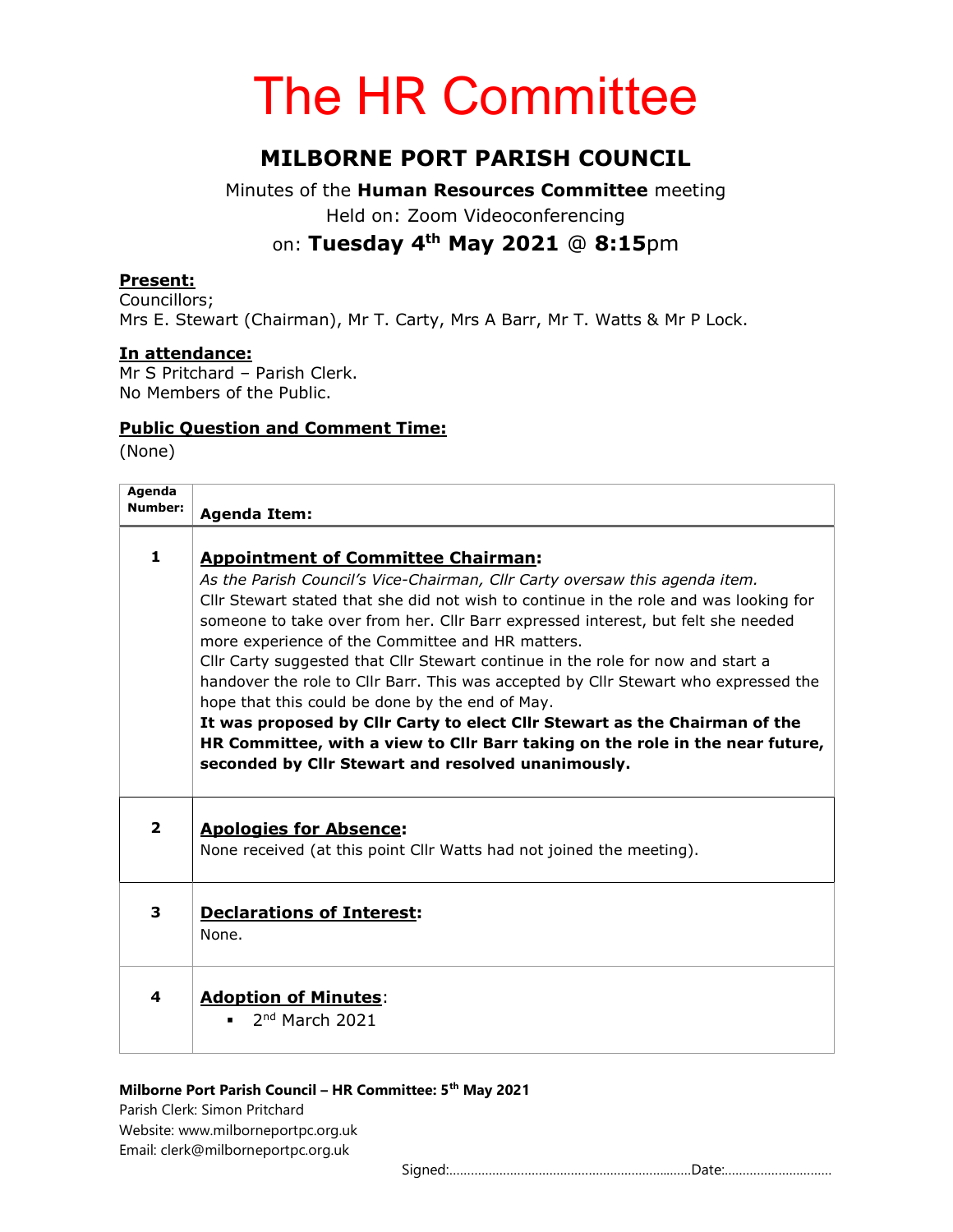# The HR Committee

## MILBORNE PORT PARISH COUNCIL

Minutes of the **Human Resources Committee** meeting
Held on: Zoom Videoconferencing
on: **Tuesday 4th May 2021** @ **8:15**pm

**Present:**
Councillors;
Mrs E. Stewart (Chairman), Mr T. Carty, Mrs A Barr, Mr T. Watts & Mr P Lock.

**In attendance:**
Mr S Pritchard – Parish Clerk.
No Members of the Public.

**Public Question and Comment Time:**
(None)

| Agenda Number: | Agenda Item: |
|---|---|
| 1 | **Appointment of Committee Chairman:** *As the Parish Council's Vice-Chairman, Cllr Carty oversaw this agenda item.* Cllr Stewart stated that she did not wish to continue in the role and was looking for someone to take over from her. Cllr Barr expressed interest, but felt she needed more experience of the Committee and HR matters. Cllr Carty suggested that Cllr Stewart continue in the role for now and start a handover the role to Cllr Barr. This was accepted by Cllr Stewart who expressed the hope that this could be done by the end of May. **It was proposed by Cllr Carty to elect Cllr Stewart as the Chairman of the HR Committee, with a view to Cllr Barr taking on the role in the near future, seconded by Cllr Stewart and resolved unanimously.** |
| 2 | **Apologies for Absence:** None received (at this point Cllr Watts had not joined the meeting). |
| 3 | **Declarations of Interest:** None. |
| 4 | **Adoption of Minutes:** ▪ 2nd March 2021 |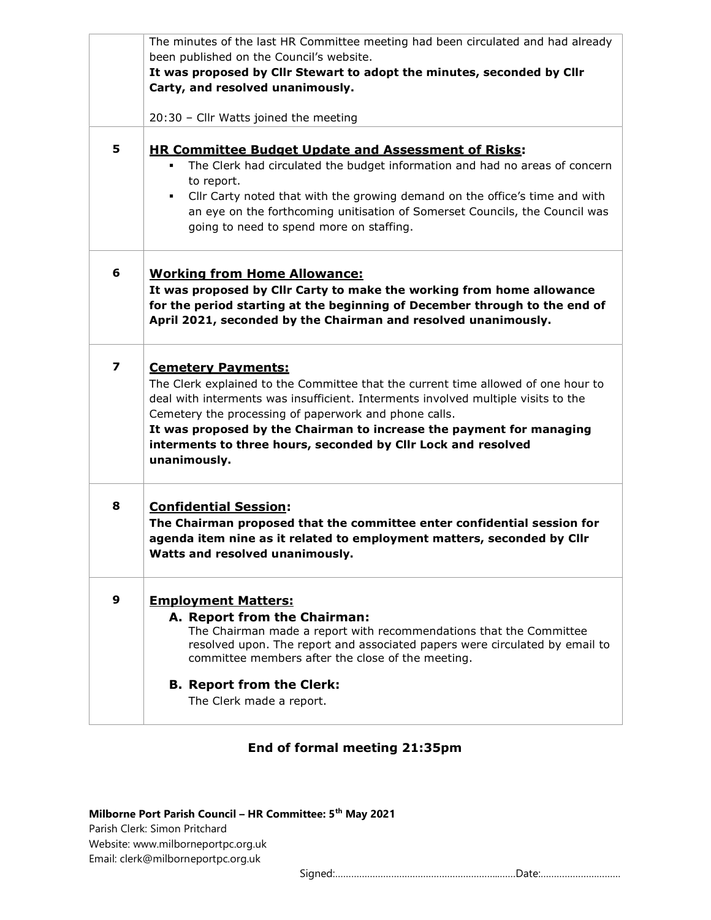| | |
|---|---|
| | The minutes of the last HR Committee meeting had been circulated and had already been published on the Council's website.<br>**It was proposed by Cllr Stewart to adopt the minutes, seconded by Cllr Carty, and resolved unanimously.**<br><br>20:30 – Cllr Watts joined the meeting |
| **5** | **<u>HR Committee Budget Update and Assessment of Risks</u>:**<br>▪ The Clerk had circulated the budget information and had no areas of concern to report.<br>▪ Cllr Carty noted that with the growing demand on the office's time and with an eye on the forthcoming unitisation of Somerset Councils, the Council was going to need to spend more on staffing. |
| **6** | **<u>Working from Home Allowance:</u>**<br>**It was proposed by Cllr Carty to make the working from home allowance for the period starting at the beginning of December through to the end of April 2021, seconded by the Chairman and resolved unanimously.** |
| **7** | **<u>Cemetery Payments:</u>**<br>The Clerk explained to the Committee that the current time allowed of one hour to deal with interments was insufficient. Interments involved multiple visits to the Cemetery the processing of paperwork and phone calls.<br>**It was proposed by the Chairman to increase the payment for managing interments to three hours, seconded by Cllr Lock and resolved unanimously.** |
| **8** | **<u>Confidential Session</u>:**<br>**The Chairman proposed that the committee enter confidential session for agenda item nine as it related to employment matters, seconded by Cllr Watts and resolved unanimously.** |
| **9** | **<u>Employment Matters:</u>**<br>**A. Report from the Chairman:**<br>The Chairman made a report with recommendations that the Committee resolved upon. The report and associated papers were circulated by email to committee members after the close of the meeting.<br>**B. Report from the Clerk:**<br>The Clerk made a report. |

**End of formal meeting 21:35pm**

**Milborne Port Parish Council – HR Committee: 5th May 2021**
Parish Clerk: Simon Pritchard
Website: www.milborneportpc.org.uk
Email: clerk@milborneportpc.org.uk

Signed:……………………………………………………………Date:…………………………